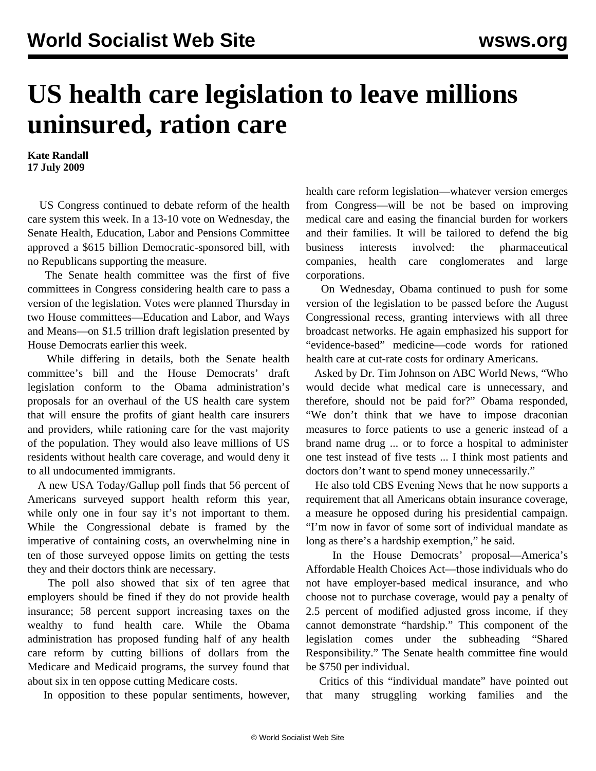# US health care legislation to leave millions uninsured, ration care

**Kate Randall**
**17 July 2009**

US Congress continued to debate reform of the health care system this week. In a 13-10 vote on Wednesday, the Senate Health, Education, Labor and Pensions Committee approved a $615 billion Democratic-sponsored bill, with no Republicans supporting the measure.

The Senate health committee was the first of five committees in Congress considering health care to pass a version of the legislation. Votes were planned Thursday in two House committees—Education and Labor, and Ways and Means—on $1.5 trillion draft legislation presented by House Democrats earlier this week.

While differing in details, both the Senate health committee's bill and the House Democrats' draft legislation conform to the Obama administration's proposals for an overhaul of the US health care system that will ensure the profits of giant health care insurers and providers, while rationing care for the vast majority of the population. They would also leave millions of US residents without health care coverage, and would deny it to all undocumented immigrants.

A new USA Today/Gallup poll finds that 56 percent of Americans surveyed support health reform this year, while only one in four say it's not important to them. While the Congressional debate is framed by the imperative of containing costs, an overwhelming nine in ten of those surveyed oppose limits on getting the tests they and their doctors think are necessary.

The poll also showed that six of ten agree that employers should be fined if they do not provide health insurance; 58 percent support increasing taxes on the wealthy to fund health care. While the Obama administration has proposed funding half of any health care reform by cutting billions of dollars from the Medicare and Medicaid programs, the survey found that about six in ten oppose cutting Medicare costs.

In opposition to these popular sentiments, however, health care reform legislation—whatever version emerges from Congress—will be not be based on improving medical care and easing the financial burden for workers and their families. It will be tailored to defend the big business interests involved: the pharmaceutical companies, health care conglomerates and large corporations.

On Wednesday, Obama continued to push for some version of the legislation to be passed before the August Congressional recess, granting interviews with all three broadcast networks. He again emphasized his support for "evidence-based" medicine—code words for rationed health care at cut-rate costs for ordinary Americans.

Asked by Dr. Tim Johnson on ABC World News, "Who would decide what medical care is unnecessary, and therefore, should not be paid for?" Obama responded, "We don't think that we have to impose draconian measures to force patients to use a generic instead of a brand name drug ... or to force a hospital to administer one test instead of five tests ... I think most patients and doctors don't want to spend money unnecessarily."

He also told CBS Evening News that he now supports a requirement that all Americans obtain insurance coverage, a measure he opposed during his presidential campaign. "I'm now in favor of some sort of individual mandate as long as there's a hardship exemption," he said.

In the House Democrats' proposal—America's Affordable Health Choices Act—those individuals who do not have employer-based medical insurance, and who choose not to purchase coverage, would pay a penalty of 2.5 percent of modified adjusted gross income, if they cannot demonstrate "hardship." This component of the legislation comes under the subheading "Shared Responsibility." The Senate health committee fine would be $750 per individual.

Critics of this "individual mandate" have pointed out that many struggling working families and the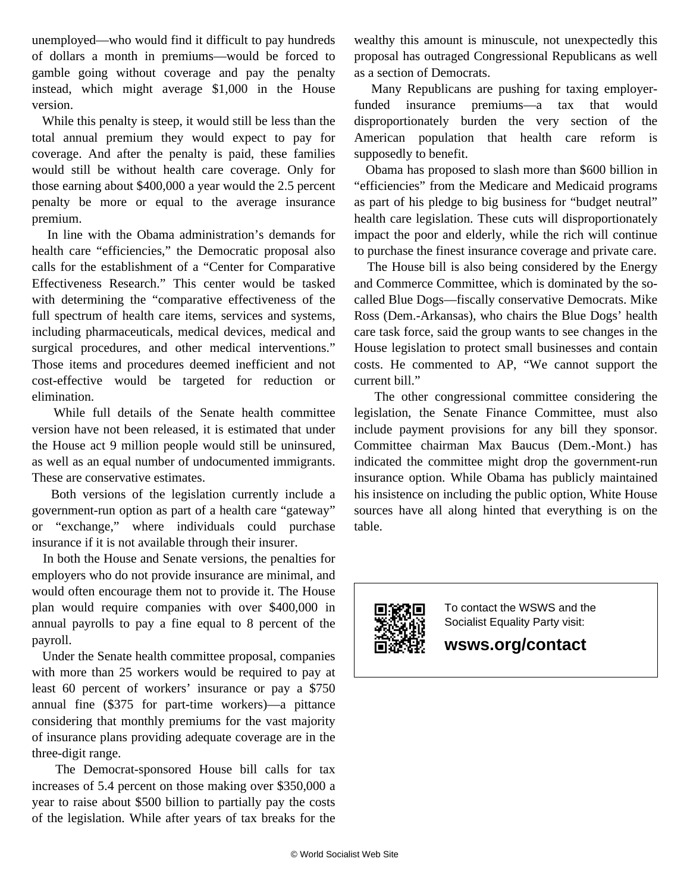unemployed—who would find it difficult to pay hundreds of dollars a month in premiums—would be forced to gamble going without coverage and pay the penalty instead, which might average $1,000 in the House version.

While this penalty is steep, it would still be less than the total annual premium they would expect to pay for coverage. And after the penalty is paid, these families would still be without health care coverage. Only for those earning about $400,000 a year would the 2.5 percent penalty be more or equal to the average insurance premium.

In line with the Obama administration's demands for health care "efficiencies," the Democratic proposal also calls for the establishment of a "Center for Comparative Effectiveness Research." This center would be tasked with determining the "comparative effectiveness of the full spectrum of health care items, services and systems, including pharmaceuticals, medical devices, medical and surgical procedures, and other medical interventions." Those items and procedures deemed inefficient and not cost-effective would be targeted for reduction or elimination.

While full details of the Senate health committee version have not been released, it is estimated that under the House act 9 million people would still be uninsured, as well as an equal number of undocumented immigrants. These are conservative estimates.

Both versions of the legislation currently include a government-run option as part of a health care "gateway" or "exchange," where individuals could purchase insurance if it is not available through their insurer.

In both the House and Senate versions, the penalties for employers who do not provide insurance are minimal, and would often encourage them not to provide it. The House plan would require companies with over $400,000 in annual payrolls to pay a fine equal to 8 percent of the payroll.

Under the Senate health committee proposal, companies with more than 25 workers would be required to pay at least 60 percent of workers' insurance or pay a $750 annual fine ($375 for part-time workers)—a pittance considering that monthly premiums for the vast majority of insurance plans providing adequate coverage are in the three-digit range.

The Democrat-sponsored House bill calls for tax increases of 5.4 percent on those making over $350,000 a year to raise about $500 billion to partially pay the costs of the legislation. While after years of tax breaks for the wealthy this amount is minuscule, not unexpectedly this proposal has outraged Congressional Republicans as well as a section of Democrats.

Many Republicans are pushing for taxing employer-funded insurance premiums—a tax that would disproportionately burden the very section of the American population that health care reform is supposedly to benefit.

Obama has proposed to slash more than $600 billion in "efficiencies" from the Medicare and Medicaid programs as part of his pledge to big business for "budget neutral" health care legislation. These cuts will disproportionately impact the poor and elderly, while the rich will continue to purchase the finest insurance coverage and private care.

The House bill is also being considered by the Energy and Commerce Committee, which is dominated by the so-called Blue Dogs—fiscally conservative Democrats. Mike Ross (Dem.-Arkansas), who chairs the Blue Dogs' health care task force, said the group wants to see changes in the House legislation to protect small businesses and contain costs. He commented to AP, "We cannot support the current bill."

The other congressional committee considering the legislation, the Senate Finance Committee, must also include payment provisions for any bill they sponsor. Committee chairman Max Baucus (Dem.-Mont.) has indicated the committee might drop the government-run insurance option. While Obama has publicly maintained his insistence on including the public option, White House sources have all along hinted that everything is on the table.

To contact the WSWS and the Socialist Equality Party visit:

**wsws.org/contact**